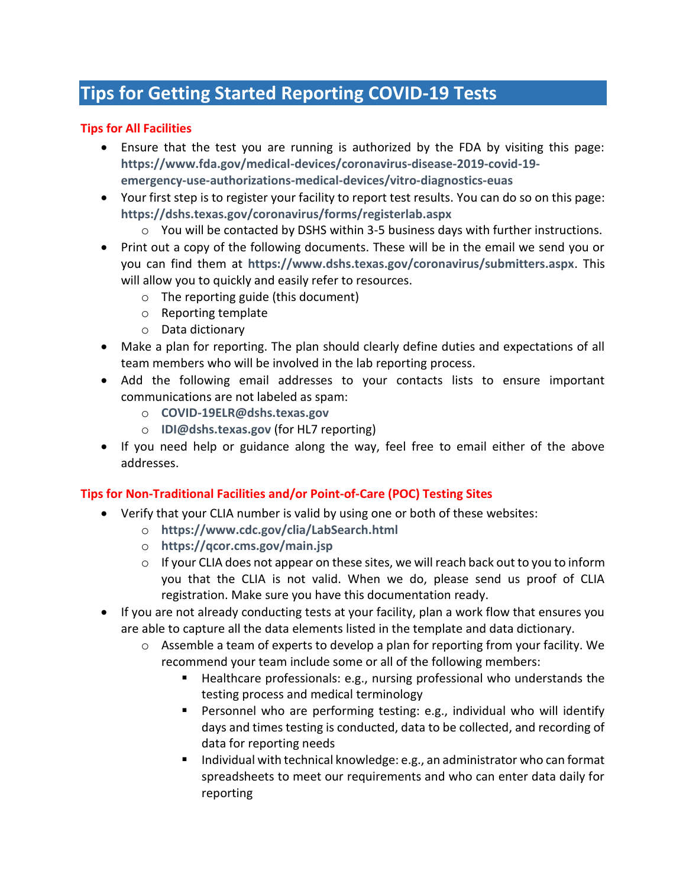# Tips for Getting Started Reporting COVID-19 Tests

## Tips for All Facilities

- Ensure that the test you are running is authorized by the FDA by visiting this page: **https://www.fda.gov/medical-devices/coronavirus-disease-2019-covid-19-emergency-use-authorizations-medical-devices/vitro-diagnostics-euas**
- Your first step is to register your facility to report test results. You can do so on this page: **https://dshs.texas.gov/coronavirus/forms/registerlab.aspx**
  - You will be contacted by DSHS within 3-5 business days with further instructions.
- Print out a copy of the following documents. These will be in the email we send you or you can find them at **https://www.dshs.texas.gov/coronavirus/submitters.aspx**. This will allow you to quickly and easily refer to resources.
  - The reporting guide (this document)
  - Reporting template
  - Data dictionary
- Make a plan for reporting. The plan should clearly define duties and expectations of all team members who will be involved in the lab reporting process.
- Add the following email addresses to your contacts lists to ensure important communications are not labeled as spam:
  - **COVID-19ELR@dshs.texas.gov**
  - **IDI@dshs.texas.gov** (for HL7 reporting)
- If you need help or guidance along the way, feel free to email either of the above addresses.

## Tips for Non-Traditional Facilities and/or Point-of-Care (POC) Testing Sites

- Verify that your CLIA number is valid by using one or both of these websites:
  - **https://www.cdc.gov/clia/LabSearch.html**
  - **https://qcor.cms.gov/main.jsp**
  - If your CLIA does not appear on these sites, we will reach back out to you to inform you that the CLIA is not valid. When we do, please send us proof of CLIA registration. Make sure you have this documentation ready.
- If you are not already conducting tests at your facility, plan a work flow that ensures you are able to capture all the data elements listed in the template and data dictionary.
  - Assemble a team of experts to develop a plan for reporting from your facility. We recommend your team include some or all of the following members:
    - Healthcare professionals: e.g., nursing professional who understands the testing process and medical terminology
    - Personnel who are performing testing: e.g., individual who will identify days and times testing is conducted, data to be collected, and recording of data for reporting needs
    - Individual with technical knowledge: e.g., an administrator who can format spreadsheets to meet our requirements and who can enter data daily for reporting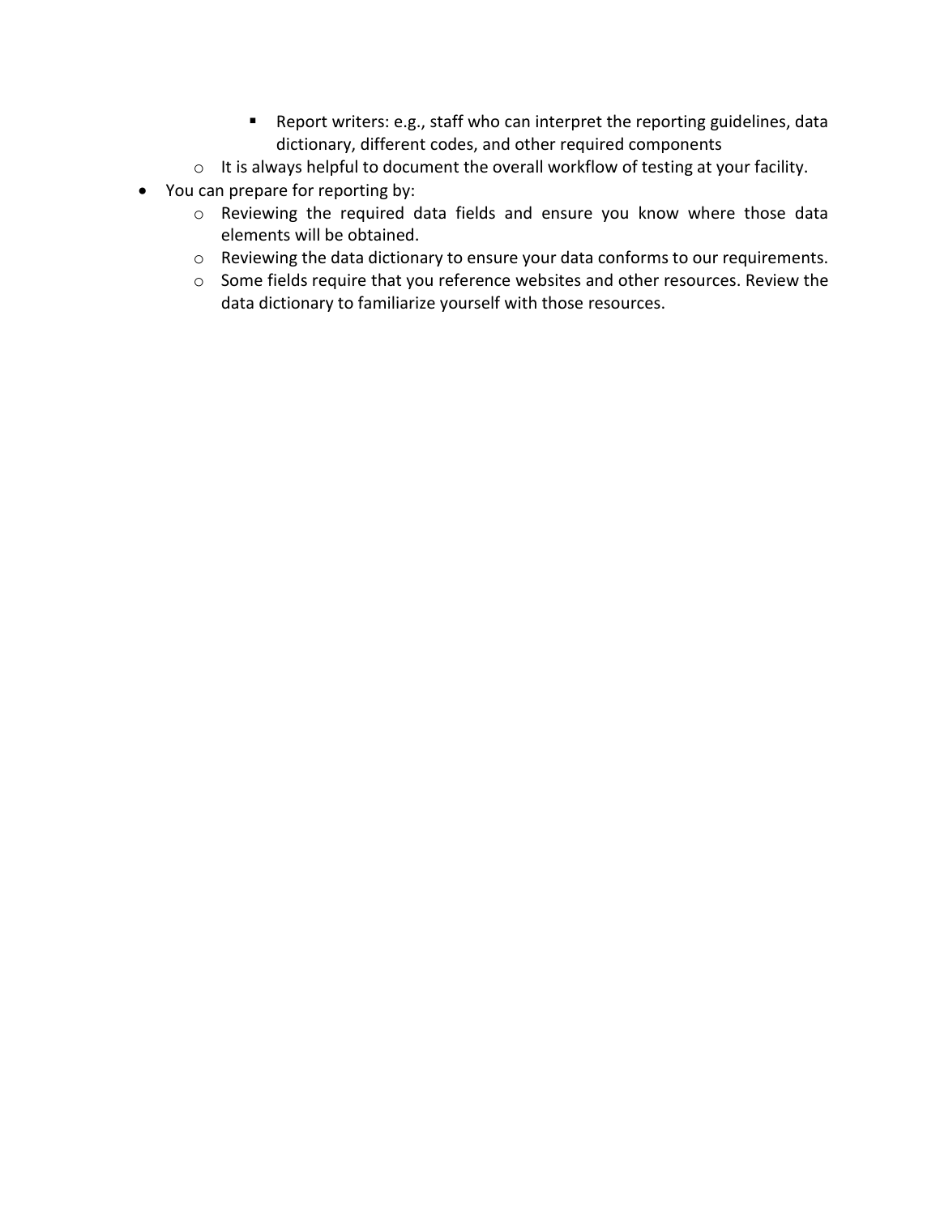- Report writers: e.g., staff who can interpret the reporting guidelines, data dictionary, different codes, and other required components
    - It is always helpful to document the overall workflow of testing at your facility.
- You can prepare for reporting by:
    - Reviewing the required data fields and ensure you know where those data elements will be obtained.
    - Reviewing the data dictionary to ensure your data conforms to our requirements.
    - Some fields require that you reference websites and other resources. Review the data dictionary to familiarize yourself with those resources.